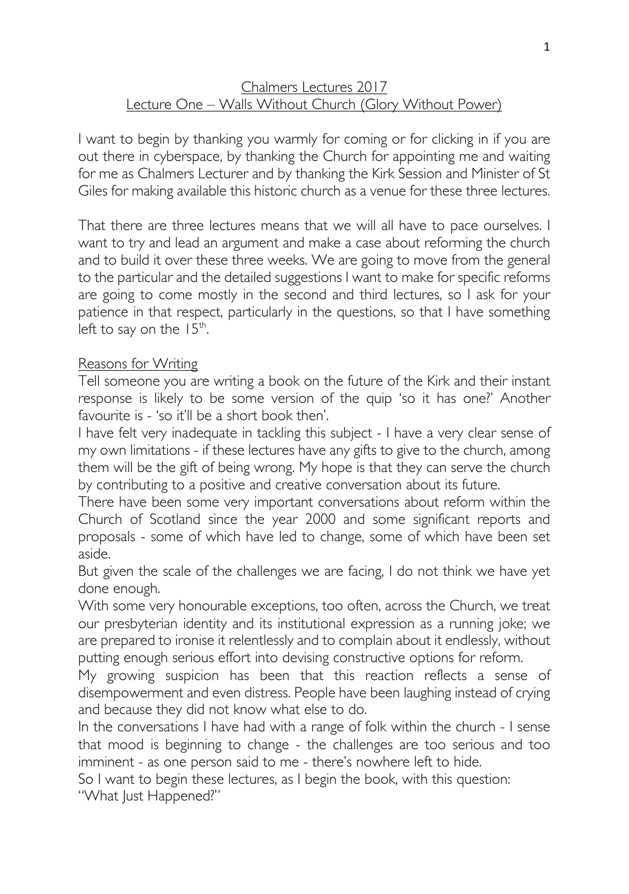# Chalmers Lectures 2017

## Lecture One – Walls Without Church (Glory Without Power)

I want to begin by thanking you warmly for coming or for clicking in if you are out there in cyberspace, by thanking the Church for appointing me and waiting for me as Chalmers Lecturer and by thanking the Kirk Session and Minister of St Giles for making available this historic church as a venue for these three lectures.

That there are three lectures means that we will all have to pace ourselves. I want to try and lead an argument and make a case about reforming the church and to build it over these three weeks. We are going to move from the general to the particular and the detailed suggestions I want to make for specific reforms are going to come mostly in the second and third lectures, so I ask for your patience in that respect, particularly in the questions, so that I have something left to say on the 15th.

### Reasons for Writing

Tell someone you are writing a book on the future of the Kirk and their instant response is likely to be some version of the quip 'so it has one?' Another favourite is - 'so it'll be a short book then'.

I have felt very inadequate in tackling this subject - I have a very clear sense of my own limitations - if these lectures have any gifts to give to the church, among them will be the gift of being wrong. My hope is that they can serve the church by contributing to a positive and creative conversation about its future.

There have been some very important conversations about reform within the Church of Scotland since the year 2000 and some significant reports and proposals - some of which have led to change, some of which have been set aside.

But given the scale of the challenges we are facing, I do not think we have yet done enough.

With some very honourable exceptions, too often, across the Church, we treat our presbyterian identity and its institutional expression as a running joke; we are prepared to ironise it relentlessly and to complain about it endlessly, without putting enough serious effort into devising constructive options for reform.

My growing suspicion has been that this reaction reflects a sense of disempowerment and even distress. People have been laughing instead of crying and because they did not know what else to do.

In the conversations I have had with a range of folk within the church - I sense that mood is beginning to change - the challenges are too serious and too imminent - as one person said to me - there's nowhere left to hide.

So I want to begin these lectures, as I begin the book, with this question: "What Just Happened?"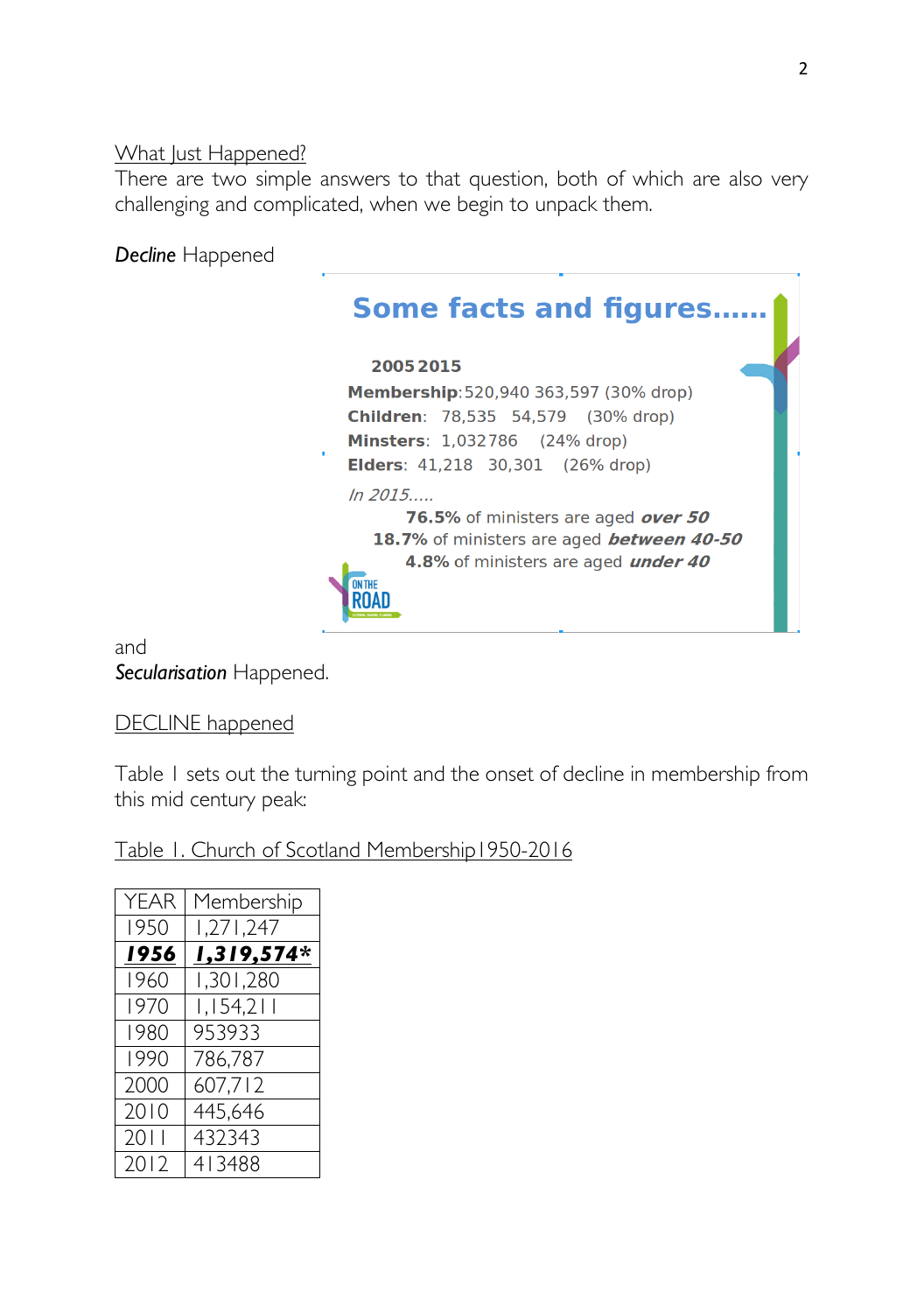What Just Happened?

There are two simple answers to that question, both of which are also very challenging and complicated, when we begin to unpack them.

*Decline* Happened

**Some facts and figures……**

**2005 2015**

**Membership**: 520,940 363,597 (30% drop)
**Children**: 78,535 54,579 (30% drop)
**Minsters**: 1,032 786 (24% drop)
**Elders**: 41,218 30,301 (26% drop)

*In 2015…..*

**76.5%** of ministers are aged ***over 50***
**18.7%** of ministers are aged ***between 40-50***
**4.8%** of ministers are aged ***under 40***

ON THE ROAD

and

*Secularisation* Happened.

DECLINE happened

Table 1 sets out the turning point and the onset of decline in membership from this mid century peak:

Table 1. Church of Scotland Membership 1950-2016

| YEAR | Membership |
|---|---|
| 1950 | 1,271,247 |
| ***1956*** | ***1,319,574**** |
| 1960 | 1,301,280 |
| 1970 | 1,154,211 |
| 1980 | 953933 |
| 1990 | 786,787 |
| 2000 | 607,712 |
| 2010 | 445,646 |
| 2011 | 432343 |
| 2012 | 413488 |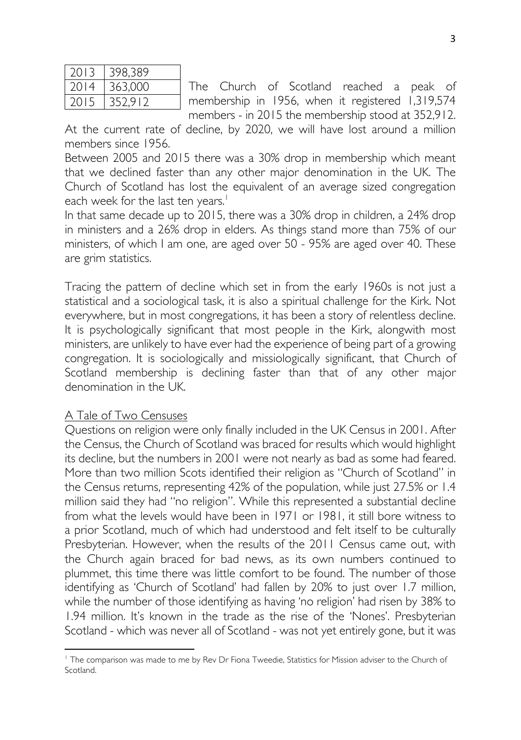| 2013 | 398,389 |
|---|---|
| 2014 | 363,000 |
| 2015 | 352,912 |

The Church of Scotland reached a peak of membership in 1956, when it registered 1,319,574 members - in 2015 the membership stood at 352,912. At the current rate of decline, by 2020, we will have lost around a million members since 1956.

Between 2005 and 2015 there was a 30% drop in membership which meant that we declined faster than any other major denomination in the UK. The Church of Scotland has lost the equivalent of an average sized congregation each week for the last ten years.[1]

In that same decade up to 2015, there was a 30% drop in children, a 24% drop in ministers and a 26% drop in elders. As things stand more than 75% of our ministers, of which I am one, are aged over 50 - 95% are aged over 40. These are grim statistics.

Tracing the pattern of decline which set in from the early 1960s is not just a statistical and a sociological task, it is also a spiritual challenge for the Kirk. Not everywhere, but in most congregations, it has been a story of relentless decline. It is psychologically significant that most people in the Kirk, alongwith most ministers, are unlikely to have ever had the experience of being part of a growing congregation. It is sociologically and missiologically significant, that Church of Scotland membership is declining faster than that of any other major denomination in the UK.

<u>A Tale of Two Censuses</u>

Questions on religion were only finally included in the UK Census in 2001. After the Census, the Church of Scotland was braced for results which would highlight its decline, but the numbers in 2001 were not nearly as bad as some had feared. More than two million Scots identified their religion as "Church of Scotland" in the Census returns, representing 42% of the population, while just 27.5% or 1.4 million said they had "no religion". While this represented a substantial decline from what the levels would have been in 1971 or 1981, it still bore witness to a prior Scotland, much of which had understood and felt itself to be culturally Presbyterian. However, when the results of the 2011 Census came out, with the Church again braced for bad news, as its own numbers continued to plummet, this time there was little comfort to be found. The number of those identifying as 'Church of Scotland' had fallen by 20% to just over 1.7 million, while the number of those identifying as having 'no religion' had risen by 38% to 1.94 million. It's known in the trade as the rise of the 'Nones'. Presbyterian Scotland - which was never all of Scotland - was not yet entirely gone, but it was

[1] The comparison was made to me by Rev Dr Fiona Tweedie, Statistics for Mission adviser to the Church of Scotland.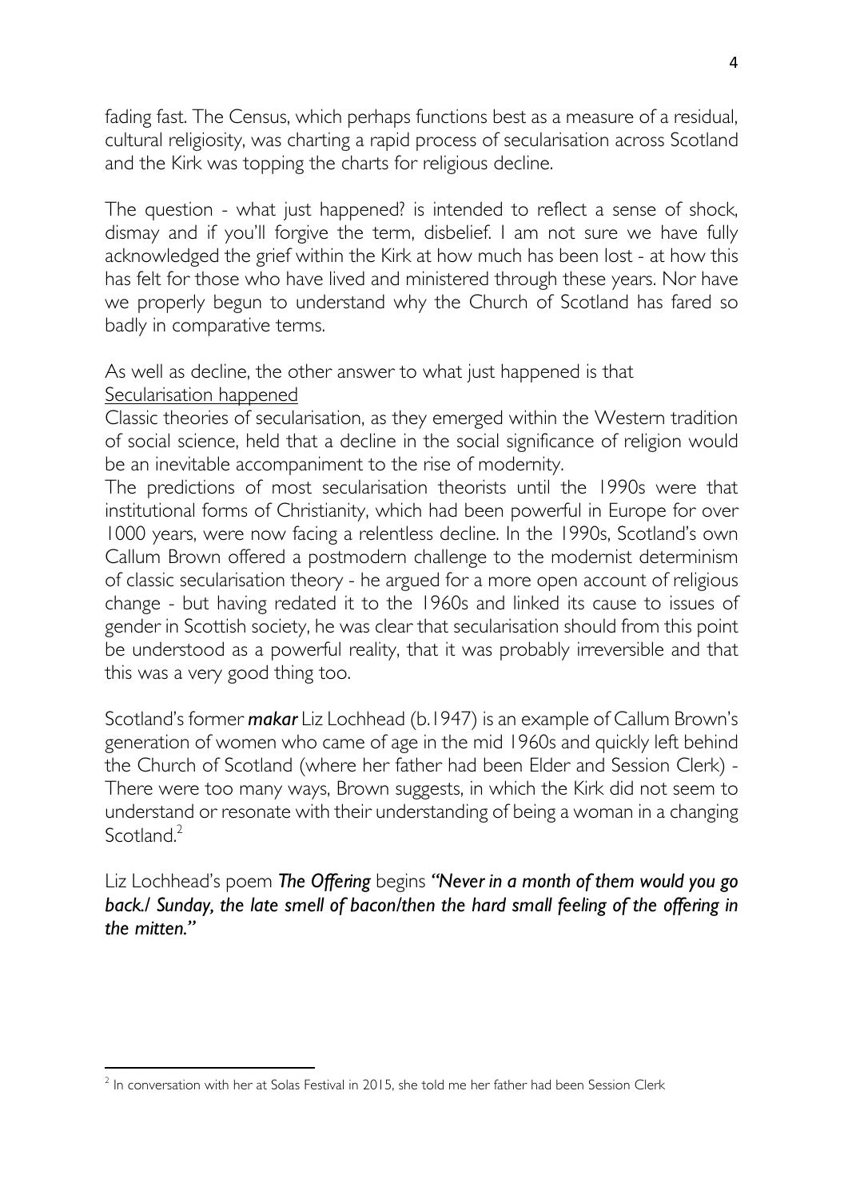fading fast. The Census, which perhaps functions best as a measure of a residual, cultural religiosity, was charting a rapid process of secularisation across Scotland and the Kirk was topping the charts for religious decline.

The question - what just happened? is intended to reflect a sense of shock, dismay and if you'll forgive the term, disbelief. I am not sure we have fully acknowledged the grief within the Kirk at how much has been lost - at how this has felt for those who have lived and ministered through these years. Nor have we properly begun to understand why the Church of Scotland has fared so badly in comparative terms.

As well as decline, the other answer to what just happened is that
<u>Secularisation happened</u>

Classic theories of secularisation, as they emerged within the Western tradition of social science, held that a decline in the social significance of religion would be an inevitable accompaniment to the rise of modernity.

The predictions of most secularisation theorists until the 1990s were that institutional forms of Christianity, which had been powerful in Europe for over 1000 years, were now facing a relentless decline. In the 1990s, Scotland's own Callum Brown offered a postmodern challenge to the modernist determinism of classic secularisation theory - he argued for a more open account of religious change - but having redated it to the 1960s and linked its cause to issues of gender in Scottish society, he was clear that secularisation should from this point be understood as a powerful reality, that it was probably irreversible and that this was a very good thing too.

Scotland's former ***makar*** Liz Lochhead (b.1947) is an example of Callum Brown's generation of women who came of age in the mid 1960s and quickly left behind the Church of Scotland (where her father had been Elder and Session Clerk) - There were too many ways, Brown suggests, in which the Kirk did not seem to understand or resonate with their understanding of being a woman in a changing Scotland.[2]

Liz Lochhead's poem ***The Offering*** begins ***"Never in a month of them would you go back./ Sunday, the late smell of bacon/then the hard small feeling of the offering in the mitten."***

---

[2] In conversation with her at Solas Festival in 2015, she told me her father had been Session Clerk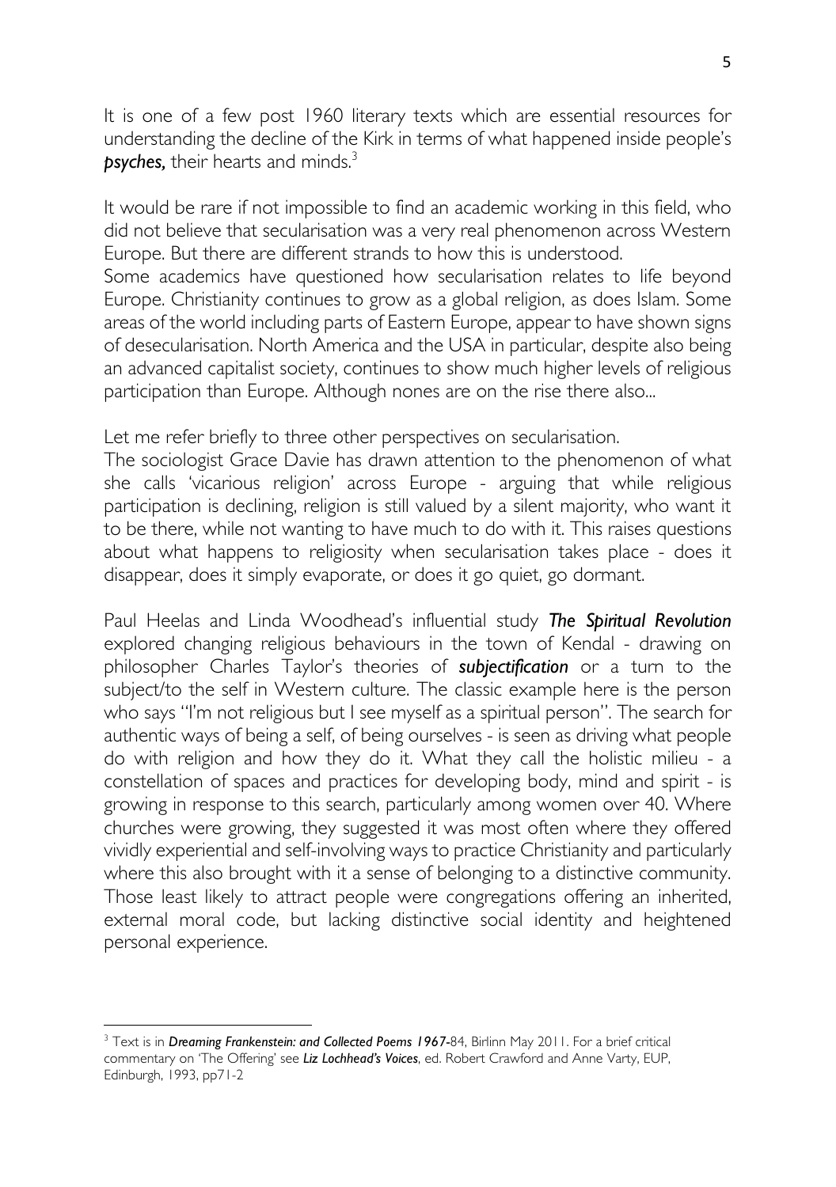It is one of a few post 1960 literary texts which are essential resources for understanding the decline of the Kirk in terms of what happened inside people's ***psyches,*** their hearts and minds.[3]

It would be rare if not impossible to find an academic working in this field, who did not believe that secularisation was a very real phenomenon across Western Europe. But there are different strands to how this is understood.
Some academics have questioned how secularisation relates to life beyond Europe. Christianity continues to grow as a global religion, as does Islam. Some areas of the world including parts of Eastern Europe, appear to have shown signs of desecularisation. North America and the USA in particular, despite also being an advanced capitalist society, continues to show much higher levels of religious participation than Europe. Although nones are on the rise there also...

Let me refer briefly to three other perspectives on secularisation.
The sociologist Grace Davie has drawn attention to the phenomenon of what she calls 'vicarious religion' across Europe - arguing that while religious participation is declining, religion is still valued by a silent majority, who want it to be there, while not wanting to have much to do with it. This raises questions about what happens to religiosity when secularisation takes place - does it disappear, does it simply evaporate, or does it go quiet, go dormant.

Paul Heelas and Linda Woodhead's influential study ***The Spiritual Revolution*** explored changing religious behaviours in the town of Kendal - drawing on philosopher Charles Taylor's theories of ***subjectification*** or a turn to the subject/to the self in Western culture. The classic example here is the person who says "I'm not religious but I see myself as a spiritual person". The search for authentic ways of being a self, of being ourselves - is seen as driving what people do with religion and how they do it. What they call the holistic milieu - a constellation of spaces and practices for developing body, mind and spirit - is growing in response to this search, particularly among women over 40. Where churches were growing, they suggested it was most often where they offered vividly experiential and self-involving ways to practice Christianity and particularly where this also brought with it a sense of belonging to a distinctive community. Those least likely to attract people were congregations offering an inherited, external moral code, but lacking distinctive social identity and heightened personal experience.

---

[3] Text is in ***Dreaming Frankenstein: and Collected Poems 1967-***84, Birlinn May 2011. For a brief critical commentary on 'The Offering' see ***Liz Lochhead's Voices***, ed. Robert Crawford and Anne Varty, EUP, Edinburgh, 1993, pp71-2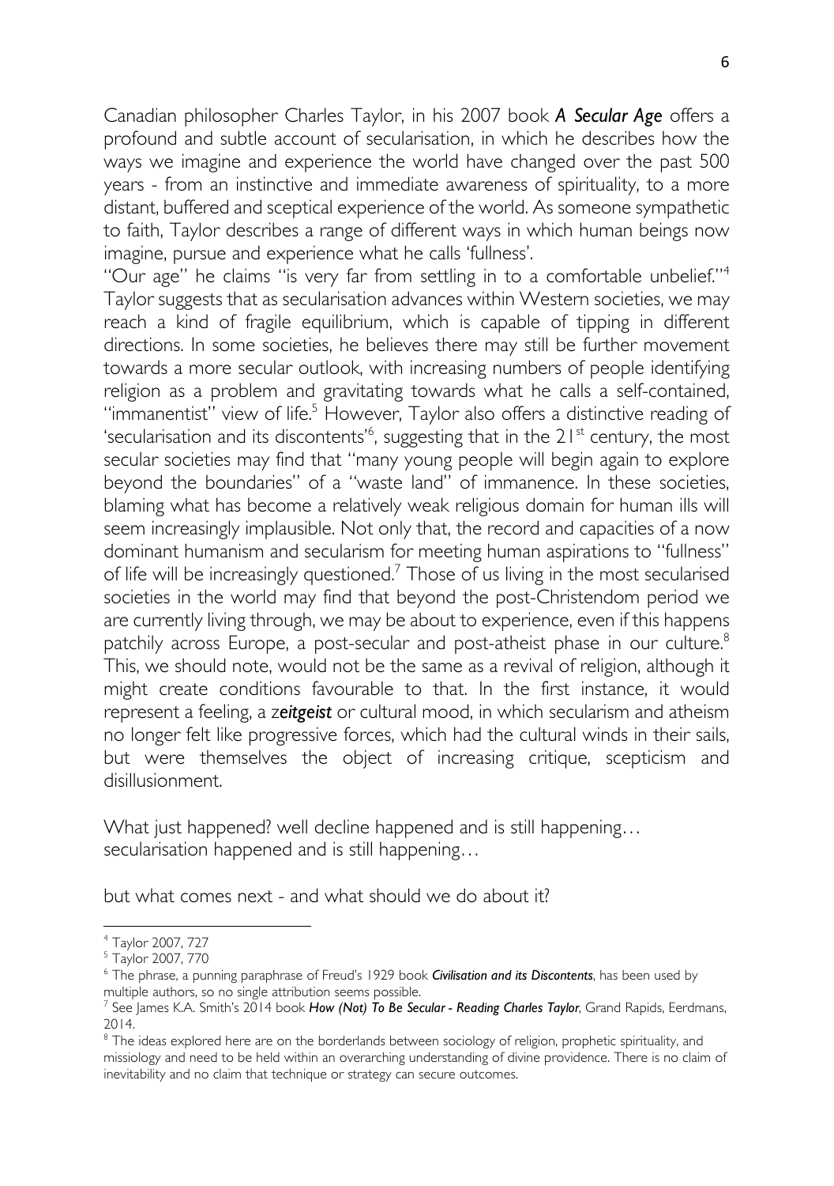Canadian philosopher Charles Taylor, in his 2007 book ***A Secular Age*** offers a profound and subtle account of secularisation, in which he describes how the ways we imagine and experience the world have changed over the past 500 years - from an instinctive and immediate awareness of spirituality, to a more distant, buffered and sceptical experience of the world. As someone sympathetic to faith, Taylor describes a range of different ways in which human beings now imagine, pursue and experience what he calls 'fullness'.

"Our age" he claims "is very far from settling in to a comfortable unbelief."[4] Taylor suggests that as secularisation advances within Western societies, we may reach a kind of fragile equilibrium, which is capable of tipping in different directions. In some societies, he believes there may still be further movement towards a more secular outlook, with increasing numbers of people identifying religion as a problem and gravitating towards what he calls a self-contained, "immanentist" view of life.[5] However, Taylor also offers a distinctive reading of 'secularisation and its discontents'[6], suggesting that in the 21st century, the most secular societies may find that "many young people will begin again to explore beyond the boundaries" of a "waste land" of immanence. In these societies, blaming what has become a relatively weak religious domain for human ills will seem increasingly implausible. Not only that, the record and capacities of a now dominant humanism and secularism for meeting human aspirations to "fullness" of life will be increasingly questioned.[7] Those of us living in the most secularised societies in the world may find that beyond the post-Christendom period we are currently living through, we may be about to experience, even if this happens patchily across Europe, a post-secular and post-atheist phase in our culture.[8] This, we should note, would not be the same as a revival of religion, although it might create conditions favourable to that. In the first instance, it would represent a feeling, a z***eitgeist*** or cultural mood, in which secularism and atheism no longer felt like progressive forces, which had the cultural winds in their sails, but were themselves the object of increasing critique, scepticism and disillusionment.

What just happened? well decline happened and is still happening…
secularisation happened and is still happening…

but what comes next - and what should we do about it?

---

[4] Taylor 2007, 727

[5] Taylor 2007, 770

[6] The phrase, a punning paraphrase of Freud's 1929 book ***Civilisation and its Discontents***, has been used by multiple authors, so no single attribution seems possible.

[7] See James K.A. Smith's 2014 book ***How (Not) To Be Secular - Reading Charles Taylor***, Grand Rapids, Eerdmans, 2014.

[8] The ideas explored here are on the borderlands between sociology of religion, prophetic spirituality, and missiology and need to be held within an overarching understanding of divine providence. There is no claim of inevitability and no claim that technique or strategy can secure outcomes.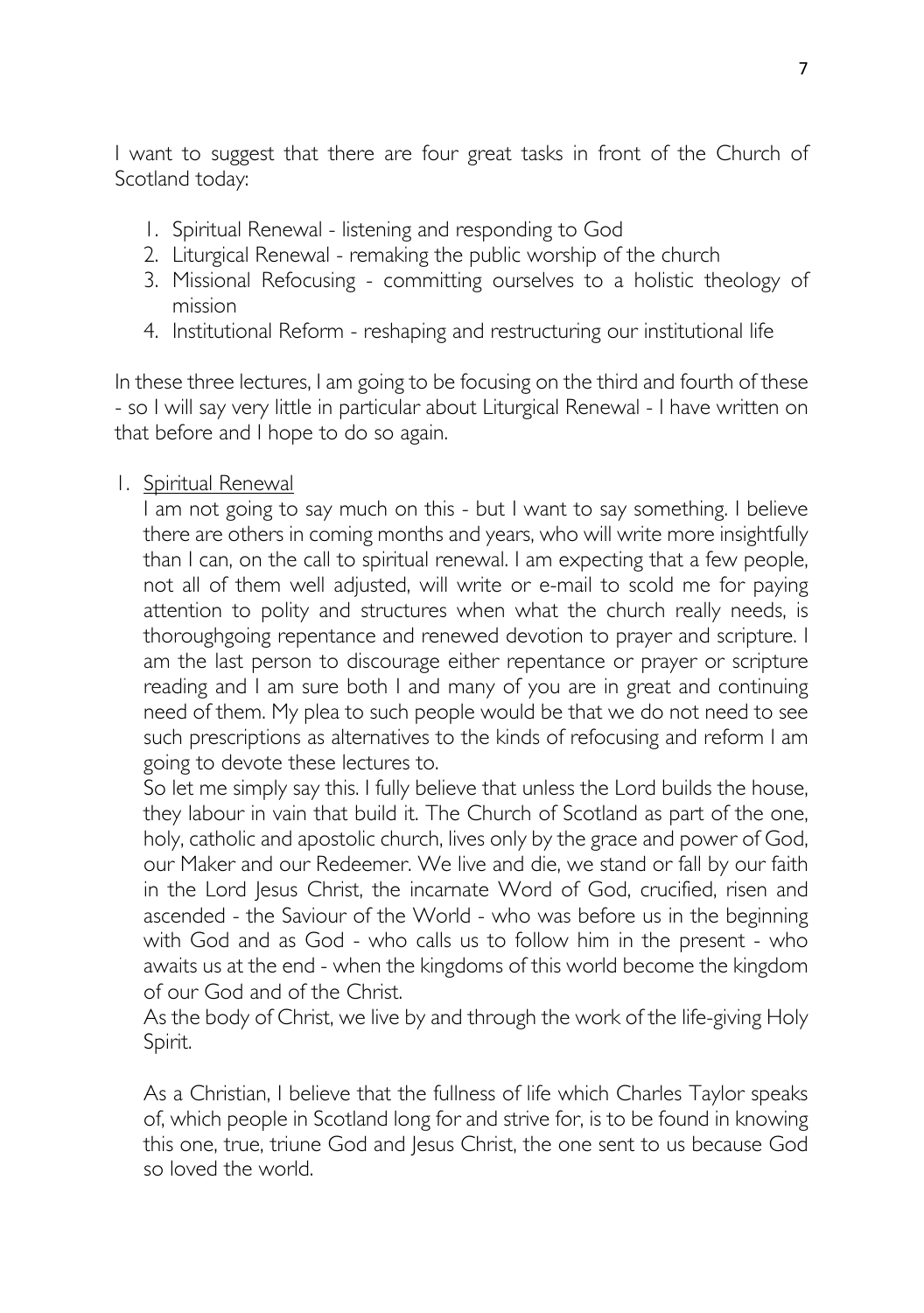I want to suggest that there are four great tasks in front of the Church of Scotland today:

1. Spiritual Renewal - listening and responding to God
2. Liturgical Renewal - remaking the public worship of the church
3. Missional Refocusing - committing ourselves to a holistic theology of mission
4. Institutional Reform - reshaping and restructuring our institutional life

In these three lectures, I am going to be focusing on the third and fourth of these - so I will say very little in particular about Liturgical Renewal - I have written on that before and I hope to do so again.

1. <u>Spiritual Renewal</u>

   I am not going to say much on this - but I want to say something. I believe there are others in coming months and years, who will write more insightfully than I can, on the call to spiritual renewal. I am expecting that a few people, not all of them well adjusted, will write or e-mail to scold me for paying attention to polity and structures when what the church really needs, is thoroughgoing repentance and renewed devotion to prayer and scripture. I am the last person to discourage either repentance or prayer or scripture reading and I am sure both I and many of you are in great and continuing need of them. My plea to such people would be that we do not need to see such prescriptions as alternatives to the kinds of refocusing and reform I am going to devote these lectures to.

   So let me simply say this. I fully believe that unless the Lord builds the house, they labour in vain that build it. The Church of Scotland as part of the one, holy, catholic and apostolic church, lives only by the grace and power of God, our Maker and our Redeemer. We live and die, we stand or fall by our faith in the Lord Jesus Christ, the incarnate Word of God, crucified, risen and ascended - the Saviour of the World - who was before us in the beginning with God and as God - who calls us to follow him in the present - who awaits us at the end - when the kingdoms of this world become the kingdom of our God and of the Christ.

   As the body of Christ, we live by and through the work of the life-giving Holy Spirit.

   As a Christian, I believe that the fullness of life which Charles Taylor speaks of, which people in Scotland long for and strive for, is to be found in knowing this one, true, triune God and Jesus Christ, the one sent to us because God so loved the world.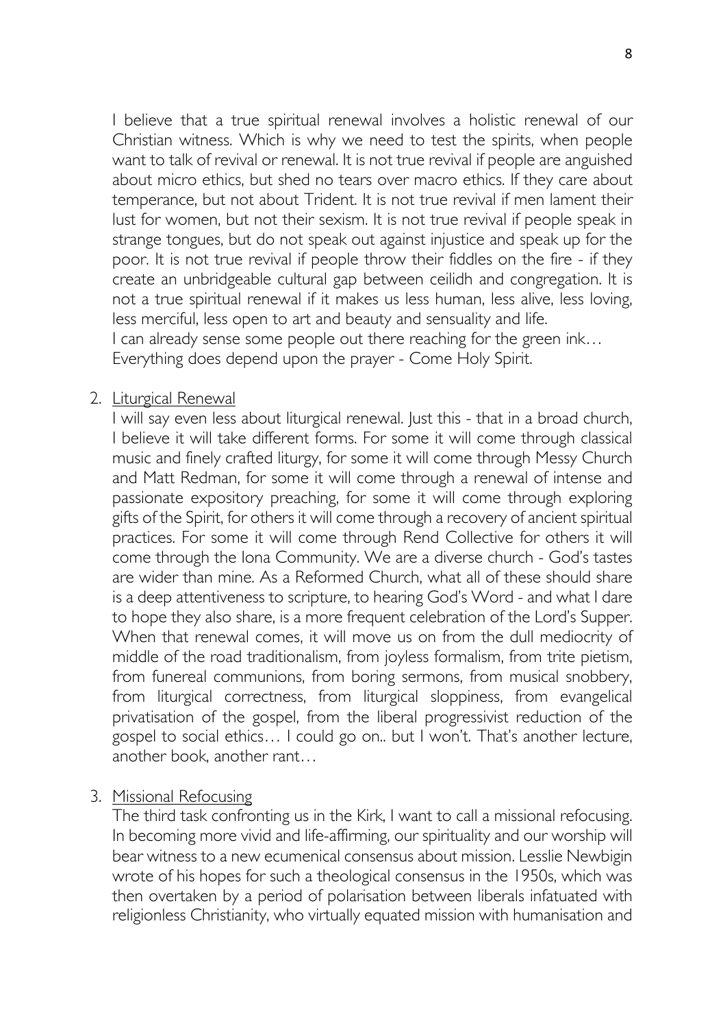I believe that a true spiritual renewal involves a holistic renewal of our Christian witness. Which is why we need to test the spirits, when people want to talk of revival or renewal. It is not true revival if people are anguished about micro ethics, but shed no tears over macro ethics. If they care about temperance, but not about Trident. It is not true revival if men lament their lust for women, but not their sexism. It is not true revival if people speak in strange tongues, but do not speak out against injustice and speak up for the poor. It is not true revival if people throw their fiddles on the fire - if they create an unbridgeable cultural gap between ceilidh and congregation. It is not a true spiritual renewal if it makes us less human, less alive, less loving, less merciful, less open to art and beauty and sensuality and life.
I can already sense some people out there reaching for the green ink…
Everything does depend upon the prayer - Come Holy Spirit.

2. <u>Liturgical Renewal</u>

   I will say even less about liturgical renewal. Just this - that in a broad church, I believe it will take different forms. For some it will come through classical music and finely crafted liturgy, for some it will come through Messy Church and Matt Redman, for some it will come through a renewal of intense and passionate expository preaching, for some it will come through exploring gifts of the Spirit, for others it will come through a recovery of ancient spiritual practices. For some it will come through Rend Collective for others it will come through the Iona Community. We are a diverse church - God's tastes are wider than mine. As a Reformed Church, what all of these should share is a deep attentiveness to scripture, to hearing God's Word - and what I dare to hope they also share, is a more frequent celebration of the Lord's Supper. When that renewal comes, it will move us on from the dull mediocrity of middle of the road traditionalism, from joyless formalism, from trite pietism, from funereal communions, from boring sermons, from musical snobbery, from liturgical correctness, from liturgical sloppiness, from evangelical privatisation of the gospel, from the liberal progressivist reduction of the gospel to social ethics… I could go on.. but I won't. That's another lecture, another book, another rant…

3. <u>Missional Refocusing</u>

   The third task confronting us in the Kirk, I want to call a missional refocusing. In becoming more vivid and life-affirming, our spirituality and our worship will bear witness to a new ecumenical consensus about mission. Lesslie Newbigin wrote of his hopes for such a theological consensus in the 1950s, which was then overtaken by a period of polarisation between liberals infatuated with religionless Christianity, who virtually equated mission with humanisation and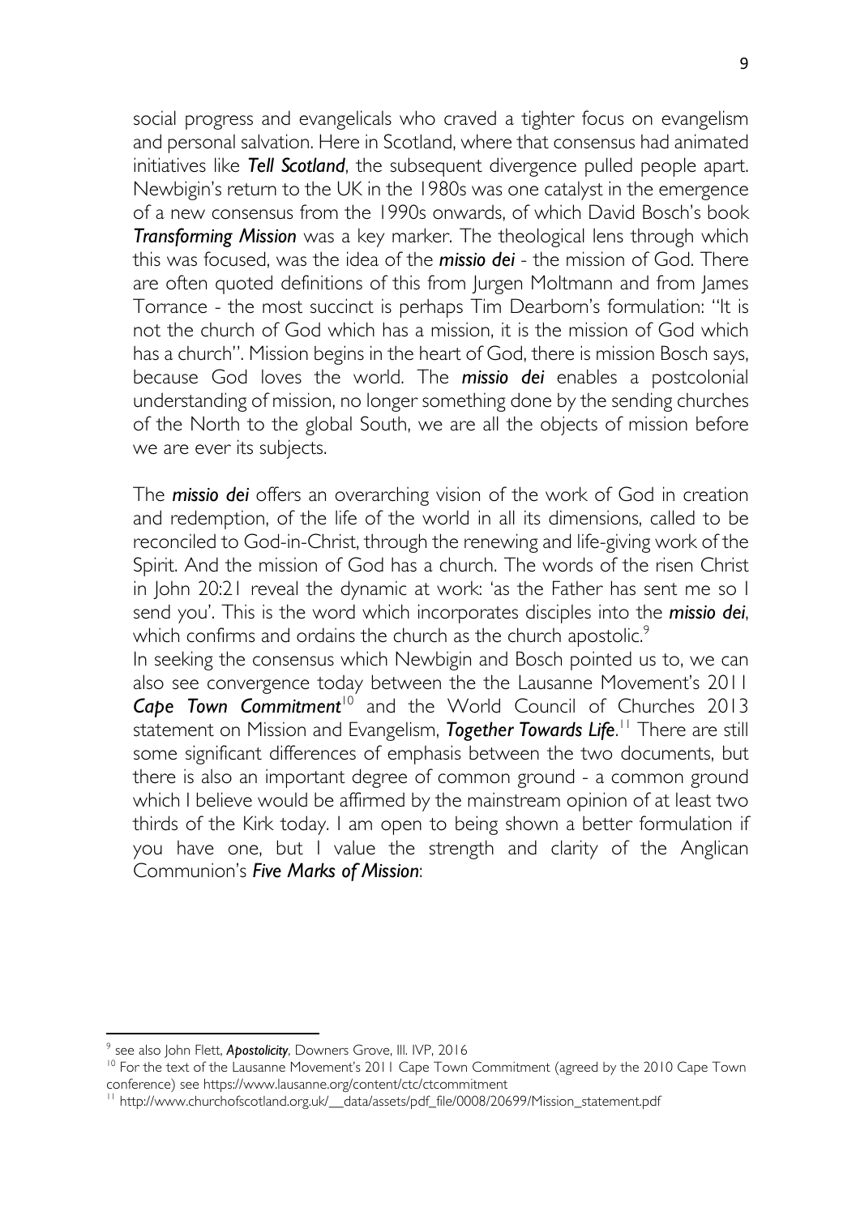social progress and evangelicals who craved a tighter focus on evangelism and personal salvation. Here in Scotland, where that consensus had animated initiatives like ***Tell Scotland***, the subsequent divergence pulled people apart. Newbigin's return to the UK in the 1980s was one catalyst in the emergence of a new consensus from the 1990s onwards, of which David Bosch's book ***Transforming Mission*** was a key marker. The theological lens through which this was focused, was the idea of the ***missio dei*** - the mission of God. There are often quoted definitions of this from Jurgen Moltmann and from James Torrance - the most succinct is perhaps Tim Dearborn's formulation: "It is not the church of God which has a mission, it is the mission of God which has a church". Mission begins in the heart of God, there is mission Bosch says, because God loves the world. The ***missio dei*** enables a postcolonial understanding of mission, no longer something done by the sending churches of the North to the global South, we are all the objects of mission before we are ever its subjects.

The ***missio dei*** offers an overarching vision of the work of God in creation and redemption, of the life of the world in all its dimensions, called to be reconciled to God-in-Christ, through the renewing and life-giving work of the Spirit. And the mission of God has a church. The words of the risen Christ in John 20:21 reveal the dynamic at work: 'as the Father has sent me so I send you'. This is the word which incorporates disciples into the ***missio dei***, which confirms and ordains the church as the church apostolic.[9]

In seeking the consensus which Newbigin and Bosch pointed us to, we can also see convergence today between the the Lausanne Movement's 2011 ***Cape Town Commitment***[10] and the World Council of Churches 2013 statement on Mission and Evangelism, ***Together Towards Life***.[11] There are still some significant differences of emphasis between the two documents, but there is also an important degree of common ground - a common ground which I believe would be affirmed by the mainstream opinion of at least two thirds of the Kirk today. I am open to being shown a better formulation if you have one, but I value the strength and clarity of the Anglican Communion's ***Five Marks of Mission***:

---

[9] see also John Flett, ***Apostolicity***, Downers Grove, Ill. IVP, 2016

[10] For the text of the Lausanne Movement's 2011 Cape Town Commitment (agreed by the 2010 Cape Town conference) see https://www.lausanne.org/content/ctc/ctcommitment

[11] http://www.churchofscotland.org.uk/__data/assets/pdf_file/0008/20699/Mission_statement.pdf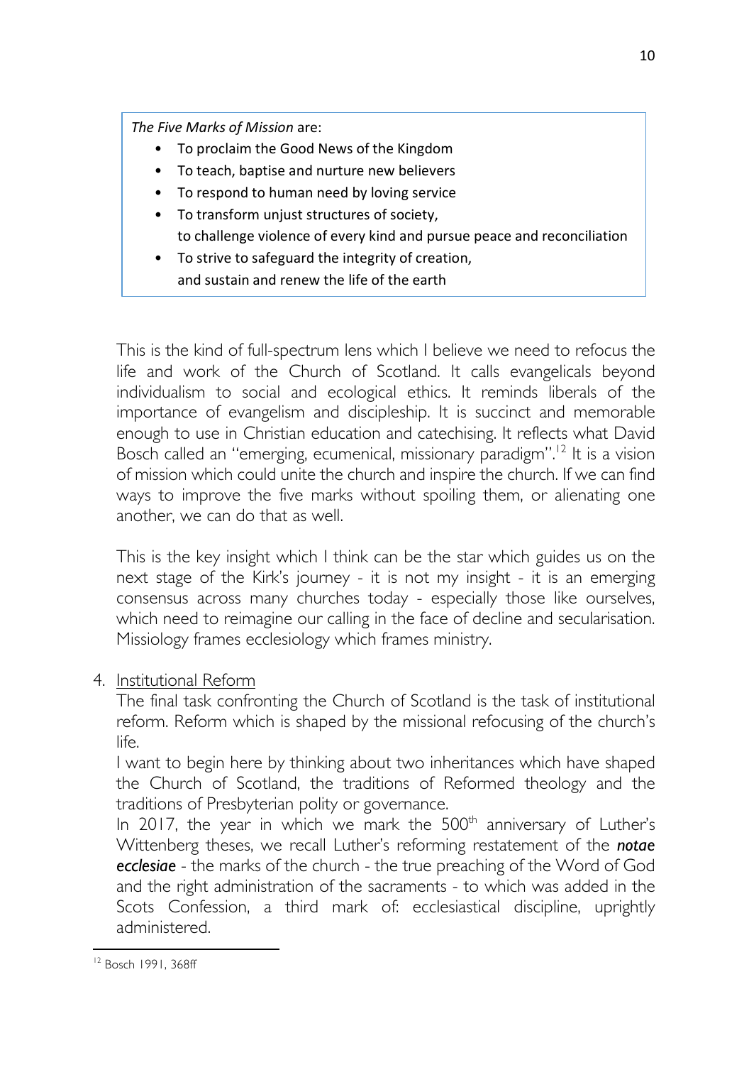*The Five Marks of Mission* are:

- To proclaim the Good News of the Kingdom
- To teach, baptise and nurture new believers
- To respond to human need by loving service
- To transform unjust structures of society,
  to challenge violence of every kind and pursue peace and reconciliation
- To strive to safeguard the integrity of creation,
  and sustain and renew the life of the earth

This is the kind of full-spectrum lens which I believe we need to refocus the life and work of the Church of Scotland. It calls evangelicals beyond individualism to social and ecological ethics. It reminds liberals of the importance of evangelism and discipleship. It is succinct and memorable enough to use in Christian education and catechising. It reflects what David Bosch called an "emerging, ecumenical, missionary paradigm".[12] It is a vision of mission which could unite the church and inspire the church. If we can find ways to improve the five marks without spoiling them, or alienating one another, we can do that as well.

This is the key insight which I think can be the star which guides us on the next stage of the Kirk's journey - it is not my insight - it is an emerging consensus across many churches today - especially those like ourselves, which need to reimagine our calling in the face of decline and secularisation. Missiology frames ecclesiology which frames ministry.

4. Institutional Reform

The final task confronting the Church of Scotland is the task of institutional reform. Reform which is shaped by the missional refocusing of the church's life.

I want to begin here by thinking about two inheritances which have shaped the Church of Scotland, the traditions of Reformed theology and the traditions of Presbyterian polity or governance.

In 2017, the year in which we mark the 500th anniversary of Luther's Wittenberg theses, we recall Luther's reforming restatement of the ***notae ecclesiae*** - the marks of the church - the true preaching of the Word of God and the right administration of the sacraments - to which was added in the Scots Confession, a third mark of: ecclesiastical discipline, uprightly administered.

[12] Bosch 1991, 368ff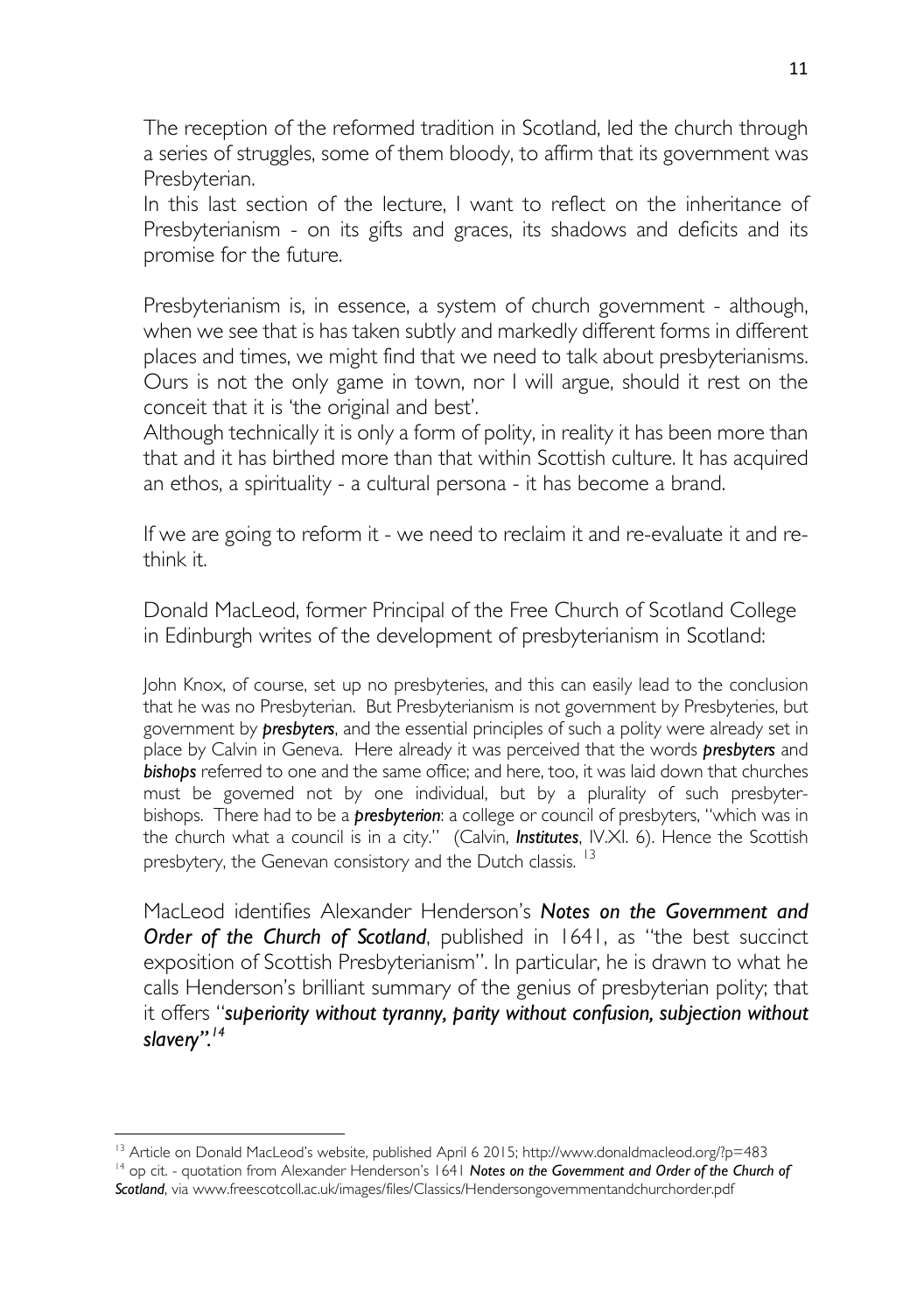The reception of the reformed tradition in Scotland, led the church through a series of struggles, some of them bloody, to affirm that its government was Presbyterian.

In this last section of the lecture, I want to reflect on the inheritance of Presbyterianism - on its gifts and graces, its shadows and deficits and its promise for the future.

Presbyterianism is, in essence, a system of church government - although, when we see that is has taken subtly and markedly different forms in different places and times, we might find that we need to talk about presbyterianisms. Ours is not the only game in town, nor I will argue, should it rest on the conceit that it is 'the original and best'.

Although technically it is only a form of polity, in reality it has been more than that and it has birthed more than that within Scottish culture. It has acquired an ethos, a spirituality - a cultural persona - it has become a brand.

If we are going to reform it - we need to reclaim it and re-evaluate it and re-think it.

Donald MacLeod, former Principal of the Free Church of Scotland College in Edinburgh writes of the development of presbyterianism in Scotland:

> John Knox, of course, set up no presbyteries, and this can easily lead to the conclusion that he was no Presbyterian. But Presbyterianism is not government by Presbyteries, but government by ***presbyters***, and the essential principles of such a polity were already set in place by Calvin in Geneva. Here already it was perceived that the words ***presbyters*** and ***bishops*** referred to one and the same office; and here, too, it was laid down that churches must be governed not by one individual, but by a plurality of such presbyter-bishops. There had to be a ***presbyterion***: a college or council of presbyters, "which was in the church what a council is in a city." (Calvin, ***Institutes***, IV.XI. 6). Hence the Scottish presbytery, the Genevan consistory and the Dutch classis. [13]

MacLeod identifies Alexander Henderson's ***Notes on the Government and Order of the Church of Scotland***, published in 1641, as "the best succinct exposition of Scottish Presbyterianism". In particular, he is drawn to what he calls Henderson's brilliant summary of the genius of presbyterian polity; that it offers "***superiority without tyranny, parity without confusion, subjection without slavery".***[14]

---

[13] Article on Donald MacLeod's website, published April 6 2015; http://www.donaldmacleod.org/?p=483

[14] op cit. - quotation from Alexander Henderson's 1641 ***Notes on the Government and Order of the Church of Scotland***, via www.freescotcoll.ac.uk/images/files/Classics/Hendersongovernmentandchurchorder.pdf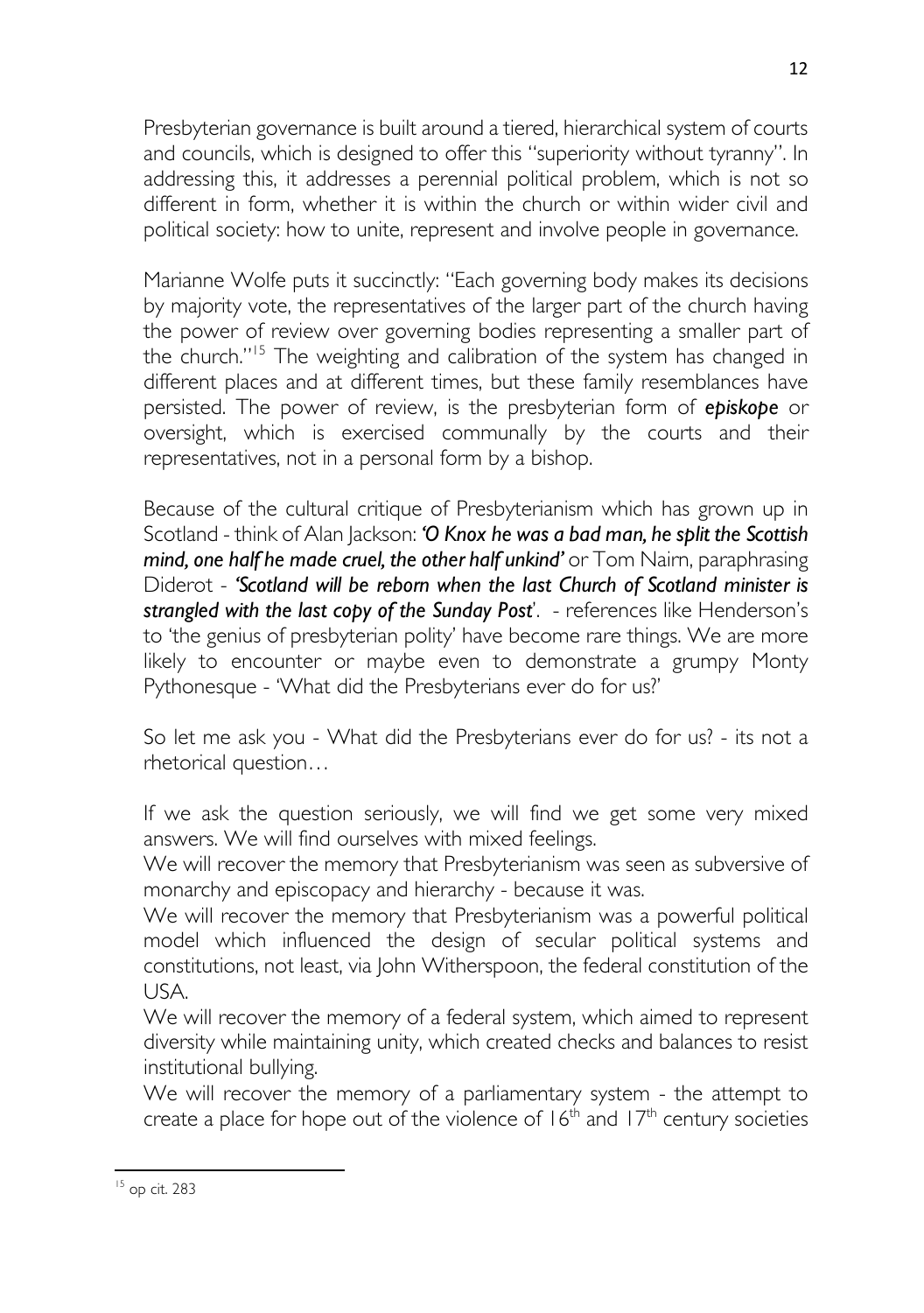Presbyterian governance is built around a tiered, hierarchical system of courts and councils, which is designed to offer this "superiority without tyranny". In addressing this, it addresses a perennial political problem, which is not so different in form, whether it is within the church or within wider civil and political society: how to unite, represent and involve people in governance.

Marianne Wolfe puts it succinctly: "Each governing body makes its decisions by majority vote, the representatives of the larger part of the church having the power of review over governing bodies representing a smaller part of the church."[15] The weighting and calibration of the system has changed in different places and at different times, but these family resemblances have persisted. The power of review, is the presbyterian form of ***episkope*** or oversight, which is exercised communally by the courts and their representatives, not in a personal form by a bishop.

Because of the cultural critique of Presbyterianism which has grown up in Scotland - think of Alan Jackson: ***'O Knox he was a bad man, he split the Scottish mind, one half he made cruel, the other half unkind'*** or Tom Nairn, paraphrasing Diderot - ***'Scotland will be reborn when the last Church of Scotland minister is strangled with the last copy of the Sunday Post***'. - references like Henderson's to 'the genius of presbyterian polity' have become rare things. We are more likely to encounter or maybe even to demonstrate a grumpy Monty Pythonesque - 'What did the Presbyterians ever do for us?'

So let me ask you - What did the Presbyterians ever do for us? - its not a rhetorical question…

If we ask the question seriously, we will find we get some very mixed answers. We will find ourselves with mixed feelings.
We will recover the memory that Presbyterianism was seen as subversive of monarchy and episcopacy and hierarchy - because it was.
We will recover the memory that Presbyterianism was a powerful political model which influenced the design of secular political systems and constitutions, not least, via John Witherspoon, the federal constitution of the USA.
We will recover the memory of a federal system, which aimed to represent diversity while maintaining unity, which created checks and balances to resist institutional bullying.
We will recover the memory of a parliamentary system - the attempt to create a place for hope out of the violence of 16th and 17th century societies

---

[15] op cit. 283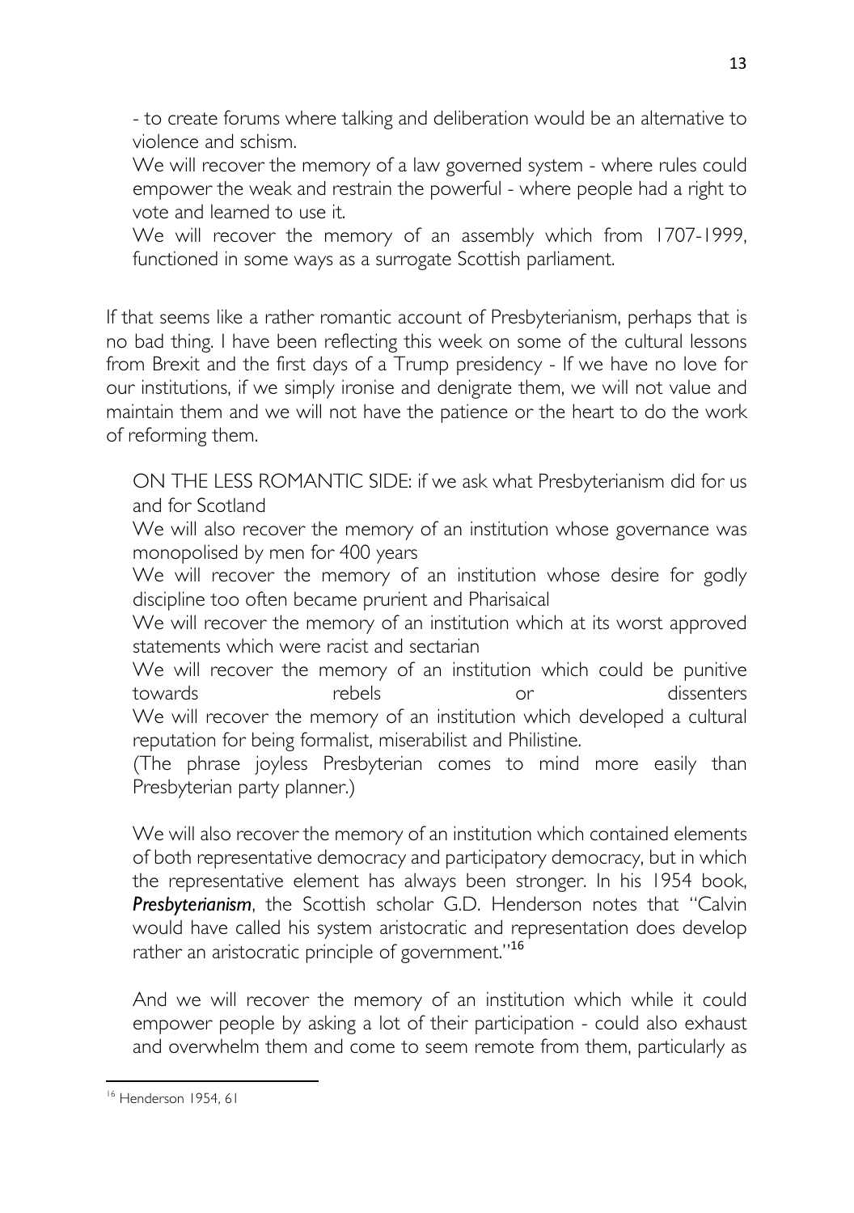- to create forums where talking and deliberation would be an alternative to violence and schism.

We will recover the memory of a law governed system - where rules could empower the weak and restrain the powerful - where people had a right to vote and learned to use it.

We will recover the memory of an assembly which from 1707-1999, functioned in some ways as a surrogate Scottish parliament.

If that seems like a rather romantic account of Presbyterianism, perhaps that is no bad thing. I have been reflecting this week on some of the cultural lessons from Brexit and the first days of a Trump presidency - If we have no love for our institutions, if we simply ironise and denigrate them, we will not value and maintain them and we will not have the patience or the heart to do the work of reforming them.

ON THE LESS ROMANTIC SIDE: if we ask what Presbyterianism did for us and for Scotland

We will also recover the memory of an institution whose governance was monopolised by men for 400 years

We will recover the memory of an institution whose desire for godly discipline too often became prurient and Pharisaical

We will recover the memory of an institution which at its worst approved statements which were racist and sectarian

We will recover the memory of an institution which could be punitive towards rebels or dissenters

We will recover the memory of an institution which developed a cultural reputation for being formalist, miserabilist and Philistine.

(The phrase joyless Presbyterian comes to mind more easily than Presbyterian party planner.)

We will also recover the memory of an institution which contained elements of both representative democracy and participatory democracy, but in which the representative element has always been stronger. In his 1954 book, ***Presbyterianism***, the Scottish scholar G.D. Henderson notes that "Calvin would have called his system aristocratic and representation does develop rather an aristocratic principle of government."[16]

And we will recover the memory of an institution which while it could empower people by asking a lot of their participation - could also exhaust and overwhelm them and come to seem remote from them, particularly as

[16] Henderson 1954, 61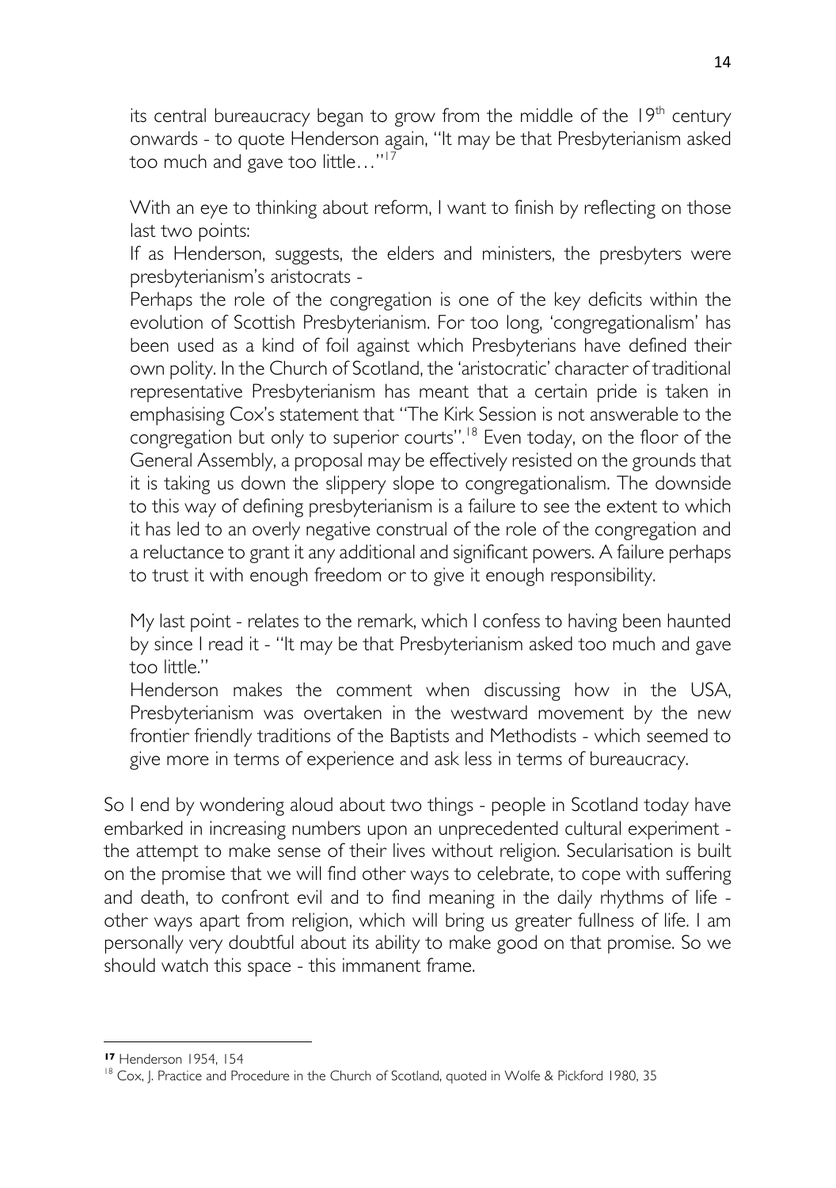its central bureaucracy began to grow from the middle of the 19th century onwards - to quote Henderson again, "It may be that Presbyterianism asked too much and gave too little…"[17]

With an eye to thinking about reform, I want to finish by reflecting on those last two points:

If as Henderson, suggests, the elders and ministers, the presbyters were presbyterianism's aristocrats -

Perhaps the role of the congregation is one of the key deficits within the evolution of Scottish Presbyterianism. For too long, 'congregationalism' has been used as a kind of foil against which Presbyterians have defined their own polity. In the Church of Scotland, the 'aristocratic' character of traditional representative Presbyterianism has meant that a certain pride is taken in emphasising Cox's statement that "The Kirk Session is not answerable to the congregation but only to superior courts".[18] Even today, on the floor of the General Assembly, a proposal may be effectively resisted on the grounds that it is taking us down the slippery slope to congregationalism. The downside to this way of defining presbyterianism is a failure to see the extent to which it has led to an overly negative construal of the role of the congregation and a reluctance to grant it any additional and significant powers. A failure perhaps to trust it with enough freedom or to give it enough responsibility.

My last point - relates to the remark, which I confess to having been haunted by since I read it - "It may be that Presbyterianism asked too much and gave too little."

Henderson makes the comment when discussing how in the USA, Presbyterianism was overtaken in the westward movement by the new frontier friendly traditions of the Baptists and Methodists - which seemed to give more in terms of experience and ask less in terms of bureaucracy.

So I end by wondering aloud about two things - people in Scotland today have embarked in increasing numbers upon an unprecedented cultural experiment - the attempt to make sense of their lives without religion. Secularisation is built on the promise that we will find other ways to celebrate, to cope with suffering and death, to confront evil and to find meaning in the daily rhythms of life - other ways apart from religion, which will bring us greater fullness of life. I am personally very doubtful about its ability to make good on that promise. So we should watch this space - this immanent frame.

---

[17] Henderson 1954, 154

[18] Cox, J. Practice and Procedure in the Church of Scotland, quoted in Wolfe & Pickford 1980, 35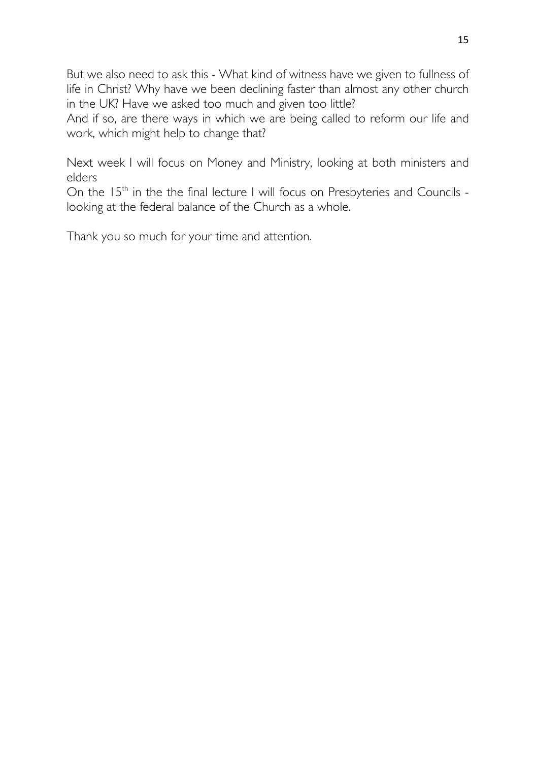But we also need to ask this - What kind of witness have we given to fullness of life in Christ? Why have we been declining faster than almost any other church in the UK? Have we asked too much and given too little?
And if so, are there ways in which we are being called to reform our life and work, which might help to change that?

Next week I will focus on Money and Ministry, looking at both ministers and elders
On the 15th in the the final lecture I will focus on Presbyteries and Councils - looking at the federal balance of the Church as a whole.

Thank you so much for your time and attention.